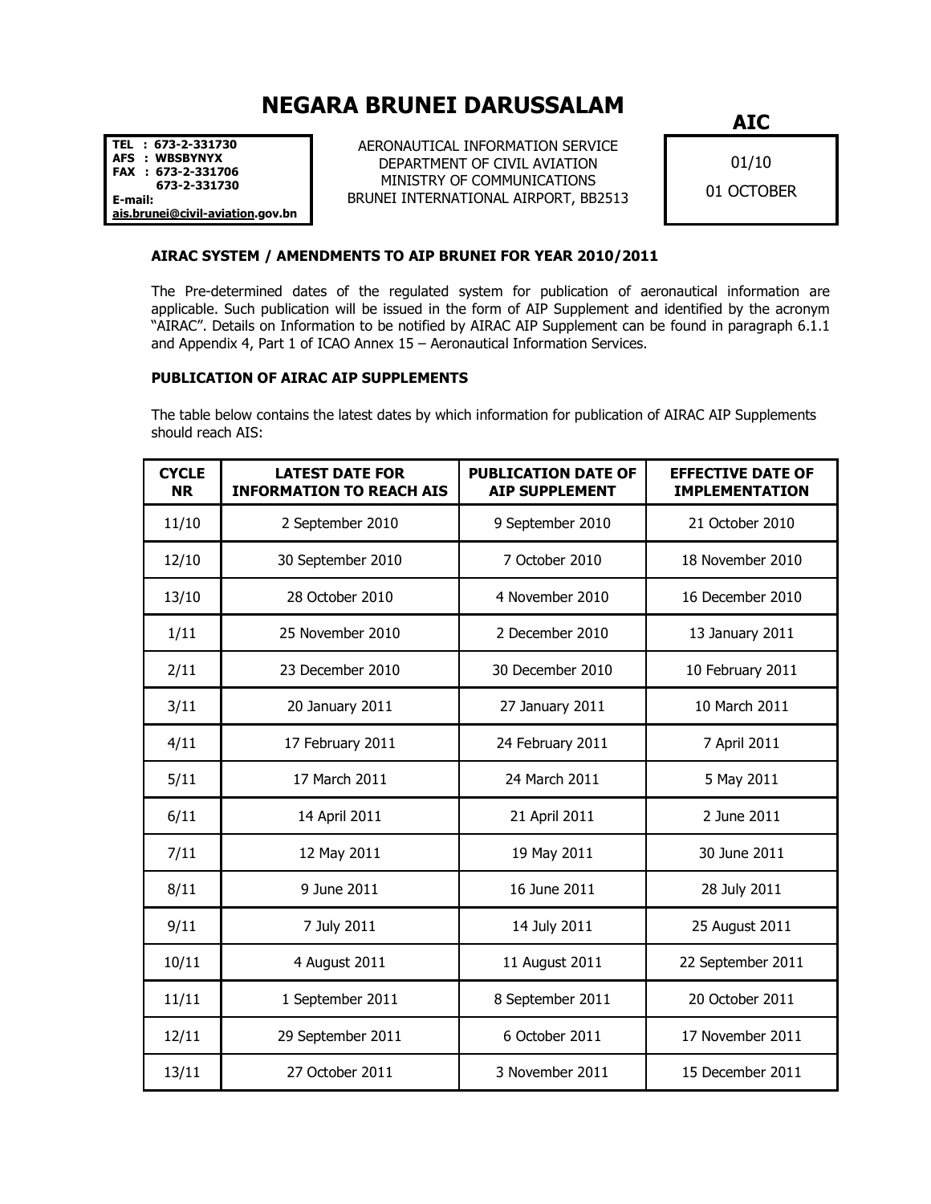# NEGARA BRUNEI DARUSSALAM

**TEL : 673-2-331730**
**AFS : WBSBYNYX**
**FAX : 673-2-331706**
**673-2-331730**
**E-mail:**
**ais.brunei@civil-aviation.gov.bn**

AERONAUTICAL INFORMATION SERVICE
DEPARTMENT OF CIVIL AVIATION
MINISTRY OF COMMUNICATIONS
BRUNEI INTERNATIONAL AIRPORT, BB2513

**AIC**

01/10
01 OCTOBER

**AIRAC SYSTEM / AMENDMENTS TO AIP BRUNEI FOR YEAR 2010/2011**

The Pre-determined dates of the regulated system for publication of aeronautical information are applicable. Such publication will be issued in the form of AIP Supplement and identified by the acronym "AIRAC". Details on Information to be notified by AIRAC AIP Supplement can be found in paragraph 6.1.1 and Appendix 4, Part 1 of ICAO Annex 15 – Aeronautical Information Services.

**PUBLICATION OF AIRAC AIP SUPPLEMENTS**

The table below contains the latest dates by which information for publication of AIRAC AIP Supplements should reach AIS:

| CYCLE NR | LATEST DATE FOR INFORMATION TO REACH AIS | PUBLICATION DATE OF AIP SUPPLEMENT | EFFECTIVE DATE OF IMPLEMENTATION |
|---|---|---|---|
| 11/10 | 2 September 2010 | 9 September 2010 | 21 October 2010 |
| 12/10 | 30 September 2010 | 7 October 2010 | 18 November 2010 |
| 13/10 | 28 October 2010 | 4 November 2010 | 16 December 2010 |
| 1/11 | 25 November 2010 | 2 December 2010 | 13 January 2011 |
| 2/11 | 23 December 2010 | 30 December 2010 | 10 February 2011 |
| 3/11 | 20 January 2011 | 27 January 2011 | 10 March 2011 |
| 4/11 | 17 February 2011 | 24 February 2011 | 7 April 2011 |
| 5/11 | 17 March 2011 | 24 March 2011 | 5 May 2011 |
| 6/11 | 14 April 2011 | 21 April 2011 | 2 June 2011 |
| 7/11 | 12 May 2011 | 19 May 2011 | 30 June 2011 |
| 8/11 | 9 June 2011 | 16 June 2011 | 28 July 2011 |
| 9/11 | 7 July 2011 | 14 July 2011 | 25 August 2011 |
| 10/11 | 4 August 2011 | 11 August 2011 | 22 September 2011 |
| 11/11 | 1 September 2011 | 8 September 2011 | 20 October 2011 |
| 12/11 | 29 September 2011 | 6 October 2011 | 17 November 2011 |
| 13/11 | 27 October 2011 | 3 November 2011 | 15 December 2011 |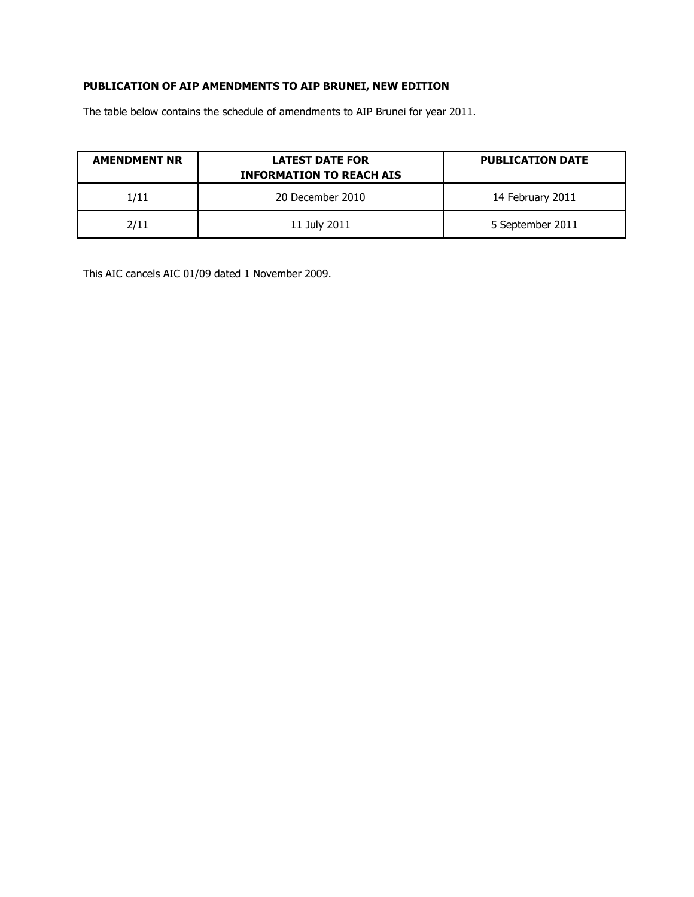**PUBLICATION OF AIP AMENDMENTS TO AIP BRUNEI, NEW EDITION**

The table below contains the schedule of amendments to AIP Brunei for year 2011.

| AMENDMENT NR | LATEST DATE FOR INFORMATION TO REACH AIS | PUBLICATION DATE |
|---|---|---|
| 1/11 | 20 December 2010 | 14 February 2011 |
| 2/11 | 11 July 2011 | 5 September 2011 |

This AIC cancels AIC 01/09 dated 1 November 2009.